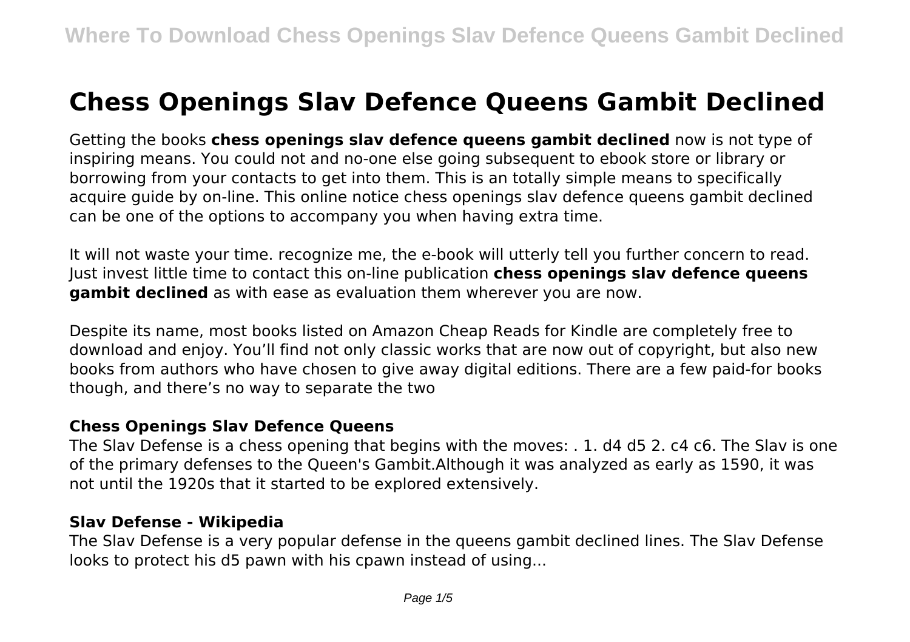# Chess Openings Slav Defence Queens Gambit Declined

Getting the books **chess openings slav defence queens gambit declined** now is not type of inspiring means. You could not and no-one else going subsequent to ebook store or library or borrowing from your contacts to get into them. This is an totally simple means to specifically acquire guide by on-line. This online notice chess openings slav defence queens gambit declined can be one of the options to accompany you when having extra time.

It will not waste your time. recognize me, the e-book will utterly tell you further concern to read. Just invest little time to contact this on-line publication **chess openings slav defence queens gambit declined** as with ease as evaluation them wherever you are now.

Despite its name, most books listed on Amazon Cheap Reads for Kindle are completely free to download and enjoy. You'll find not only classic works that are now out of copyright, but also new books from authors who have chosen to give away digital editions. There are a few paid-for books though, and there's no way to separate the two

### Chess Openings Slav Defence Queens

The Slav Defense is a chess opening that begins with the moves: . 1. d4 d5 2. c4 c6. The Slav is one of the primary defenses to the Queen's Gambit.Although it was analyzed as early as 1590, it was not until the 1920s that it started to be explored extensively.

### Slav Defense - Wikipedia

The Slav Defense is a very popular defense in the queens gambit declined lines. The Slav Defense looks to protect his d5 pawn with his cpawn instead of using...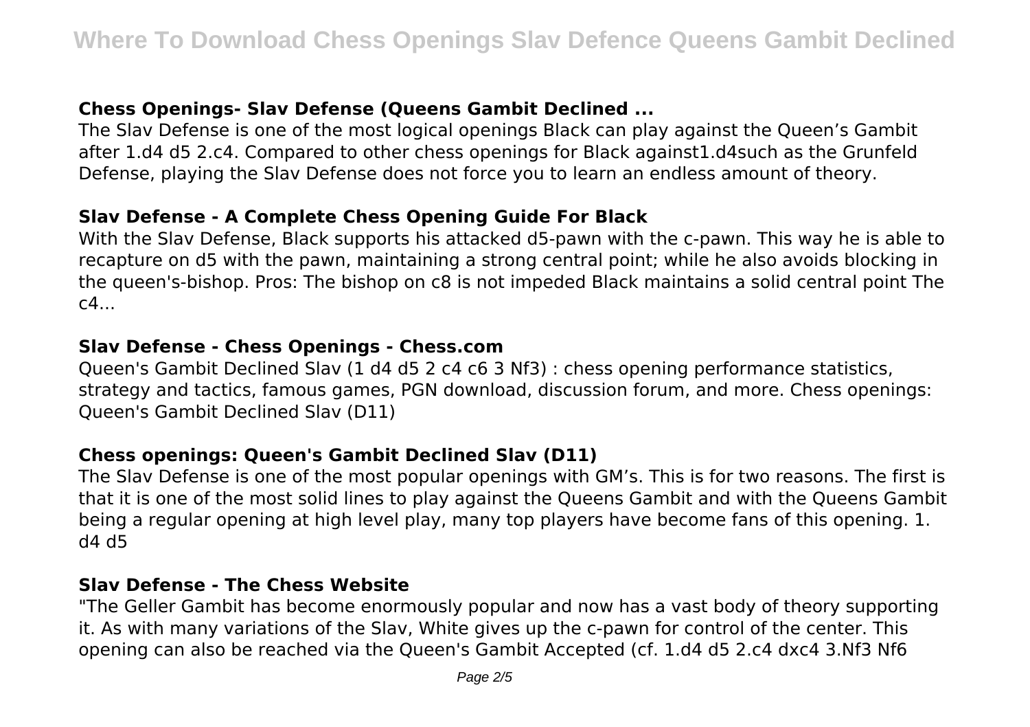### Chess Openings- Slav Defense (Queens Gambit Declined ...

The Slav Defense is one of the most logical openings Black can play against the Queen's Gambit after 1.d4 d5 2.c4. Compared to other chess openings for Black against1.d4such as the Grunfeld Defense, playing the Slav Defense does not force you to learn an endless amount of theory.

### Slav Defense - A Complete Chess Opening Guide For Black

With the Slav Defense, Black supports his attacked d5-pawn with the c-pawn. This way he is able to recapture on d5 with the pawn, maintaining a strong central point; while he also avoids blocking in the queen's-bishop. Pros: The bishop on c8 is not impeded Black maintains a solid central point The c4...

### Slav Defense - Chess Openings - Chess.com

Queen's Gambit Declined Slav (1 d4 d5 2 c4 c6 3 Nf3) : chess opening performance statistics, strategy and tactics, famous games, PGN download, discussion forum, and more. Chess openings: Queen's Gambit Declined Slav (D11)

### Chess openings: Queen's Gambit Declined Slav (D11)

The Slav Defense is one of the most popular openings with GM's. This is for two reasons. The first is that it is one of the most solid lines to play against the Queens Gambit and with the Queens Gambit being a regular opening at high level play, many top players have become fans of this opening. 1. d4 d5

### Slav Defense - The Chess Website

"The Geller Gambit has become enormously popular and now has a vast body of theory supporting it. As with many variations of the Slav, White gives up the c-pawn for control of the center. This opening can also be reached via the Queen's Gambit Accepted (cf. 1.d4 d5 2.c4 dxc4 3.Nf3 Nf6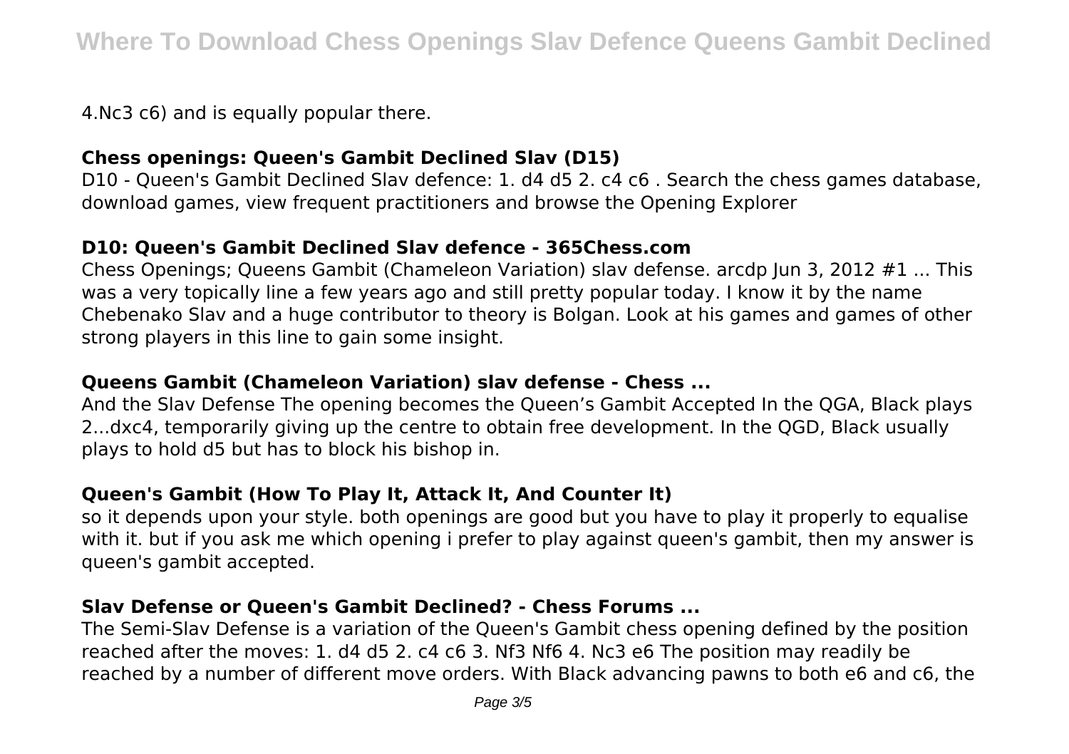4.Nc3 c6) and is equally popular there.

### Chess openings: Queen's Gambit Declined Slav (D15)

D10 - Queen's Gambit Declined Slav defence: 1. d4 d5 2. c4 c6 . Search the chess games database, download games, view frequent practitioners and browse the Opening Explorer

### D10: Queen's Gambit Declined Slav defence - 365Chess.com

Chess Openings; Queens Gambit (Chameleon Variation) slav defense. arcdp Jun 3, 2012 #1 ... This was a very topically line a few years ago and still pretty popular today. I know it by the name Chebenako Slav and a huge contributor to theory is Bolgan. Look at his games and games of other strong players in this line to gain some insight.

### Queens Gambit (Chameleon Variation) slav defense - Chess ...

And the Slav Defense The opening becomes the Queen's Gambit Accepted In the QGA, Black plays 2...dxc4, temporarily giving up the centre to obtain free development. In the QGD, Black usually plays to hold d5 but has to block his bishop in.

### Queen's Gambit (How To Play It, Attack It, And Counter It)

so it depends upon your style. both openings are good but you have to play it properly to equalise with it. but if you ask me which opening i prefer to play against queen's gambit, then my answer is queen's gambit accepted.

### Slav Defense or Queen's Gambit Declined? - Chess Forums ...

The Semi-Slav Defense is a variation of the Queen's Gambit chess opening defined by the position reached after the moves: 1. d4 d5 2. c4 c6 3. Nf3 Nf6 4. Nc3 e6 The position may readily be reached by a number of different move orders. With Black advancing pawns to both e6 and c6, the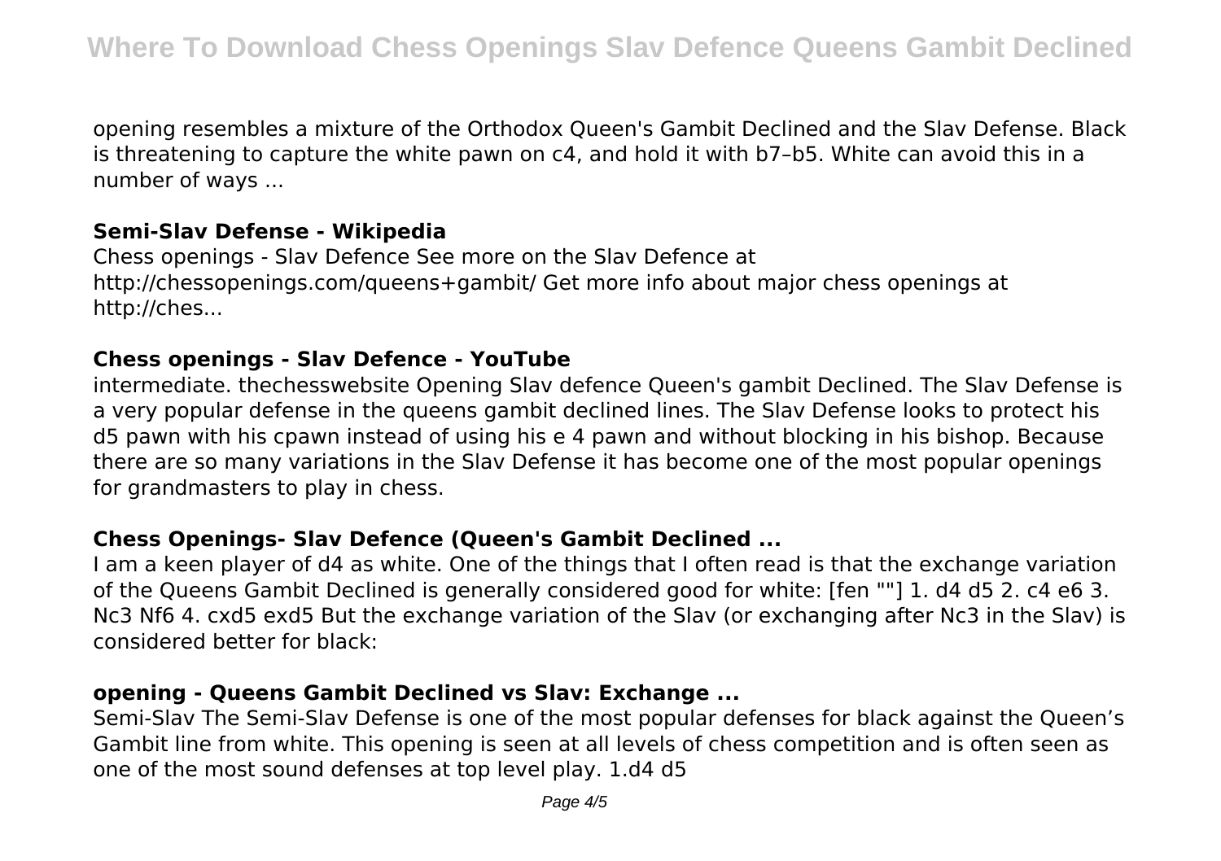opening resembles a mixture of the Orthodox Queen's Gambit Declined and the Slav Defense. Black is threatening to capture the white pawn on c4, and hold it with b7–b5. White can avoid this in a number of ways ...

### Semi-Slav Defense - Wikipedia

Chess openings - Slav Defence See more on the Slav Defence at http://chessopenings.com/queens+gambit/ Get more info about major chess openings at http://ches...

### Chess openings - Slav Defence - YouTube

intermediate. thechesswebsite Opening Slav defence Queen's gambit Declined. The Slav Defense is a very popular defense in the queens gambit declined lines. The Slav Defense looks to protect his d5 pawn with his cpawn instead of using his e 4 pawn and without blocking in his bishop. Because there are so many variations in the Slav Defense it has become one of the most popular openings for grandmasters to play in chess.

### Chess Openings- Slav Defence (Queen's Gambit Declined ...

I am a keen player of d4 as white. One of the things that I often read is that the exchange variation of the Queens Gambit Declined is generally considered good for white: [fen ""] 1. d4 d5 2. c4 e6 3. Nc3 Nf6 4. cxd5 exd5 But the exchange variation of the Slav (or exchanging after Nc3 in the Slav) is considered better for black:

### opening - Queens Gambit Declined vs Slav: Exchange ...

Semi-Slav The Semi-Slav Defense is one of the most popular defenses for black against the Queen's Gambit line from white. This opening is seen at all levels of chess competition and is often seen as one of the most sound defenses at top level play. 1.d4 d5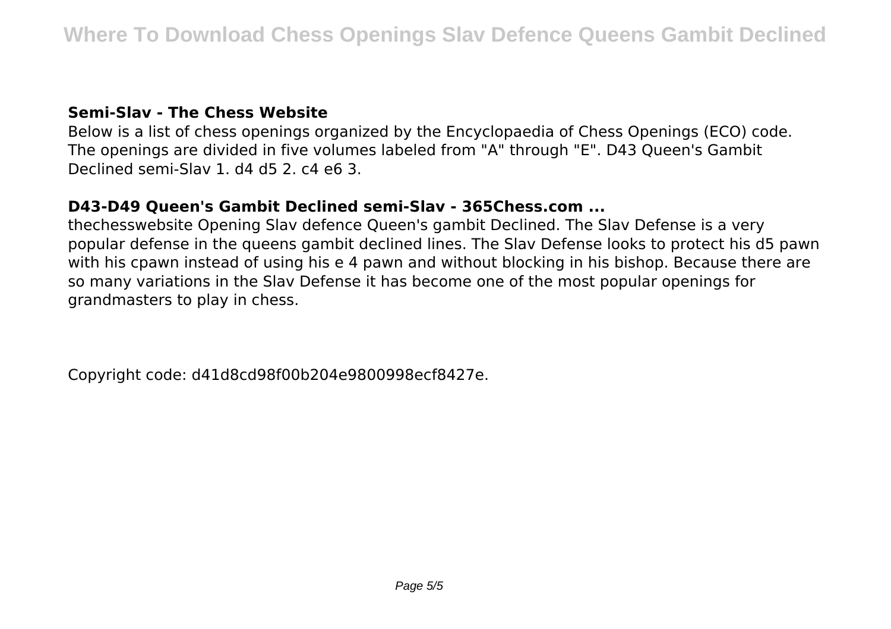### Semi-Slav - The Chess Website

Below is a list of chess openings organized by the Encyclopaedia of Chess Openings (ECO) code. The openings are divided in five volumes labeled from "A" through "E". D43 Queen's Gambit Declined semi-Slav 1. d4 d5 2. c4 e6 3.

### D43-D49 Queen's Gambit Declined semi-Slav - 365Chess.com ...

thechesswebsite Opening Slav defence Queen's gambit Declined. The Slav Defense is a very popular defense in the queens gambit declined lines. The Slav Defense looks to protect his d5 pawn with his cpawn instead of using his e 4 pawn and without blocking in his bishop. Because there are so many variations in the Slav Defense it has become one of the most popular openings for grandmasters to play in chess.

Copyright code: d41d8cd98f00b204e9800998ecf8427e.